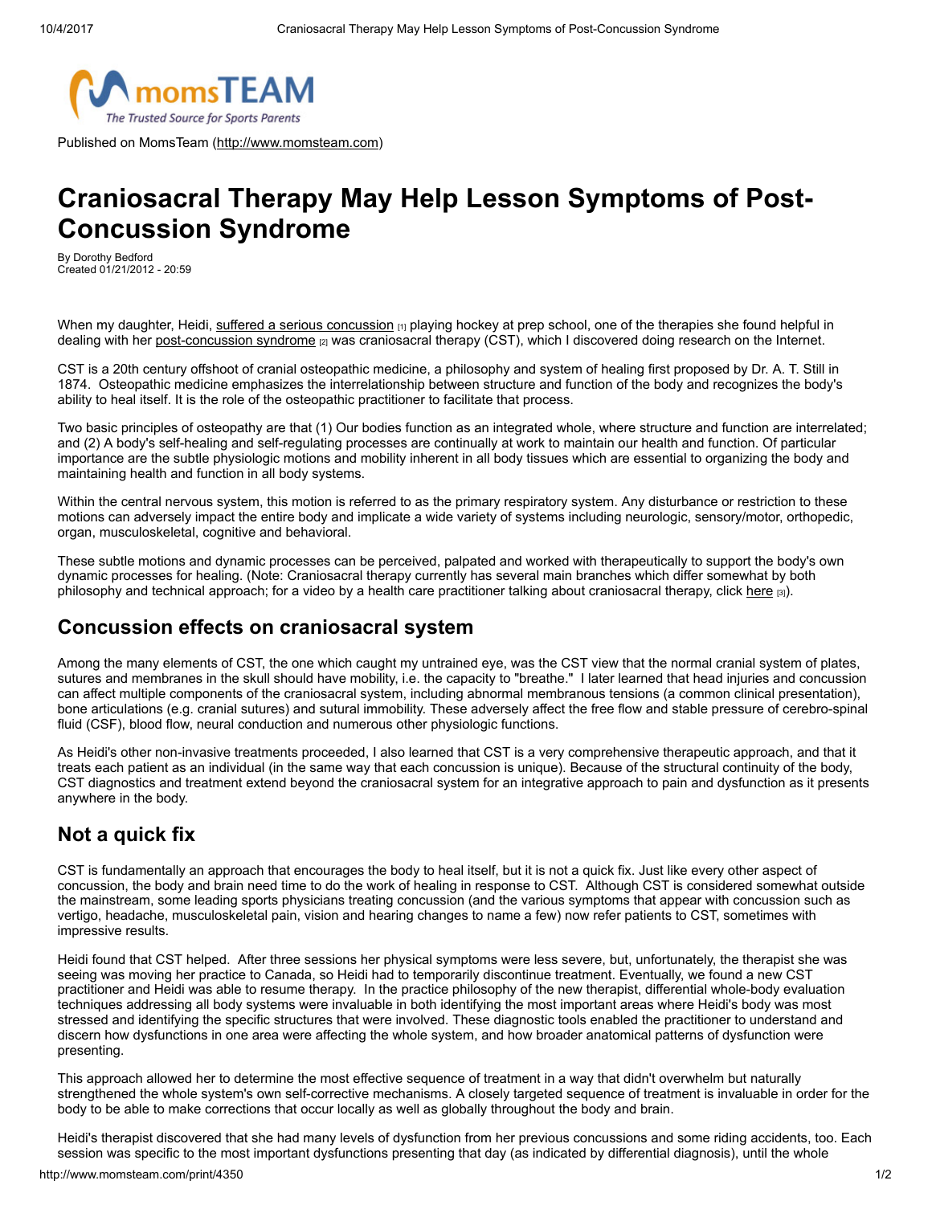Published on MomsTeam (http://www.momsteam.com)

# Craniosacral Therapy May Help Lesson Symptoms of Post-Concussion Syndrome

By Dorothy Bedford
Created 01/21/2012 - 20:59

When my daughter, Heidi, suffered a serious concussion [1] playing hockey at prep school, one of the therapies she found helpful in dealing with her post-concussion syndrome [2] was craniosacral therapy (CST), which I discovered doing research on the Internet.

CST is a 20th century offshoot of cranial osteopathic medicine, a philosophy and system of healing first proposed by Dr. A. T. Still in 1874. Osteopathic medicine emphasizes the interrelationship between structure and function of the body and recognizes the body's ability to heal itself. It is the role of the osteopathic practitioner to facilitate that process.

Two basic principles of osteopathy are that (1) Our bodies function as an integrated whole, where structure and function are interrelated; and (2) A body's self-healing and self-regulating processes are continually at work to maintain our health and function. Of particular importance are the subtle physiologic motions and mobility inherent in all body tissues which are essential to organizing the body and maintaining health and function in all body systems.

Within the central nervous system, this motion is referred to as the primary respiratory system. Any disturbance or restriction to these motions can adversely impact the entire body and implicate a wide variety of systems including neurologic, sensory/motor, orthopedic, organ, musculoskeletal, cognitive and behavioral.

These subtle motions and dynamic processes can be perceived, palpated and worked with therapeutically to support the body's own dynamic processes for healing. (Note: Craniosacral therapy currently has several main branches which differ somewhat by both philosophy and technical approach; for a video by a health care practitioner talking about craniosacral therapy, click here [3]).

## Concussion effects on craniosacral system

Among the many elements of CST, the one which caught my untrained eye, was the CST view that the normal cranial system of plates, sutures and membranes in the skull should have mobility, i.e. the capacity to "breathe." I later learned that head injuries and concussion can affect multiple components of the craniosacral system, including abnormal membranous tensions (a common clinical presentation), bone articulations (e.g. cranial sutures) and sutural immobility. These adversely affect the free flow and stable pressure of cerebro-spinal fluid (CSF), blood flow, neural conduction and numerous other physiologic functions.

As Heidi's other non-invasive treatments proceeded, I also learned that CST is a very comprehensive therapeutic approach, and that it treats each patient as an individual (in the same way that each concussion is unique). Because of the structural continuity of the body, CST diagnostics and treatment extend beyond the craniosacral system for an integrative approach to pain and dysfunction as it presents anywhere in the body.

## Not a quick fix

CST is fundamentally an approach that encourages the body to heal itself, but it is not a quick fix. Just like every other aspect of concussion, the body and brain need time to do the work of healing in response to CST. Although CST is considered somewhat outside the mainstream, some leading sports physicians treating concussion (and the various symptoms that appear with concussion such as vertigo, headache, musculoskeletal pain, vision and hearing changes to name a few) now refer patients to CST, sometimes with impressive results.

Heidi found that CST helped. After three sessions her physical symptoms were less severe, but, unfortunately, the therapist she was seeing was moving her practice to Canada, so Heidi had to temporarily discontinue treatment. Eventually, we found a new CST practitioner and Heidi was able to resume therapy. In the practice philosophy of the new therapist, differential whole-body evaluation techniques addressing all body systems were invaluable in both identifying the most important areas where Heidi's body was most stressed and identifying the specific structures that were involved. These diagnostic tools enabled the practitioner to understand and discern how dysfunctions in one area were affecting the whole system, and how broader anatomical patterns of dysfunction were presenting.

This approach allowed her to determine the most effective sequence of treatment in a way that didn't overwhelm but naturally strengthened the whole system's own self-corrective mechanisms. A closely targeted sequence of treatment is invaluable in order for the body to be able to make corrections that occur locally as well as globally throughout the body and brain.

Heidi's therapist discovered that she had many levels of dysfunction from her previous concussions and some riding accidents, too. Each session was specific to the most important dysfunctions presenting that day (as indicated by differential diagnosis), until the whole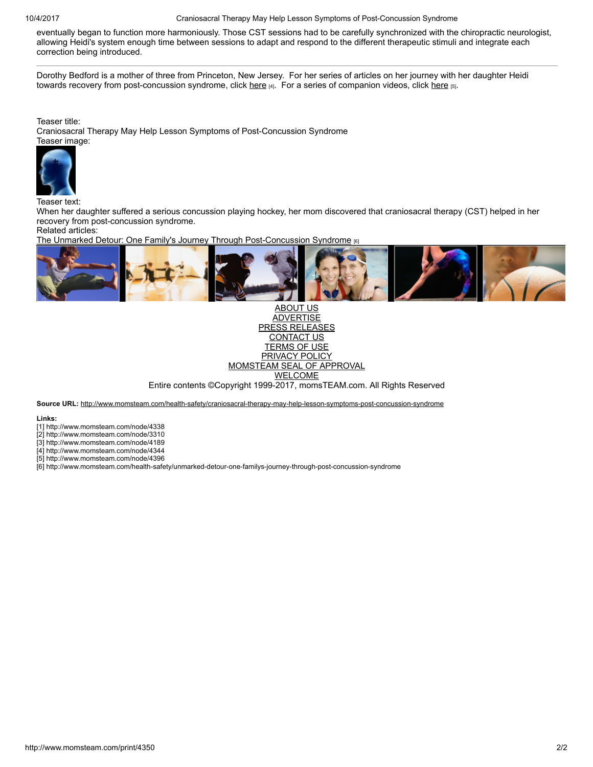eventually began to function more harmoniously. Those CST sessions had to be carefully synchronized with the chiropractic neurologist, allowing Heidi's system enough time between sessions to adapt and respond to the different therapeutic stimuli and integrate each correction being introduced.

---

Dorothy Bedford is a mother of three from Princeton, New Jersey. For her series of articles on her journey with her daughter Heidi towards recovery from post-concussion syndrome, click here [4]. For a series of companion videos, click here [5].

Teaser title:
Craniosacral Therapy May Help Lesson Symptoms of Post-Concussion Syndrome
Teaser image:

Teaser text:
When her daughter suffered a serious concussion playing hockey, her mom discovered that craniosacral therapy (CST) helped in her recovery from post-concussion syndrome.
Related articles:
The Unmarked Detour: One Family's Journey Through Post-Concussion Syndrome [6]

ABOUT US
ADVERTISE
PRESS RELEASES
CONTACT US
TERMS OF USE
PRIVACY POLICY
MOMSTEAM SEAL OF APPROVAL
WELCOME
Entire contents ©Copyright 1999-2017, momsTEAM.com. All Rights Reserved

**Source URL:** http://www.momsteam.com/health-safety/craniosacral-therapy-may-help-lesson-symptoms-post-concussion-syndrome

**Links:**
[1] http://www.momsteam.com/node/4338
[2] http://www.momsteam.com/node/3310
[3] http://www.momsteam.com/node/4189
[4] http://www.momsteam.com/node/4344
[5] http://www.momsteam.com/node/4396
[6] http://www.momsteam.com/health-safety/unmarked-detour-one-familys-journey-through-post-concussion-syndrome